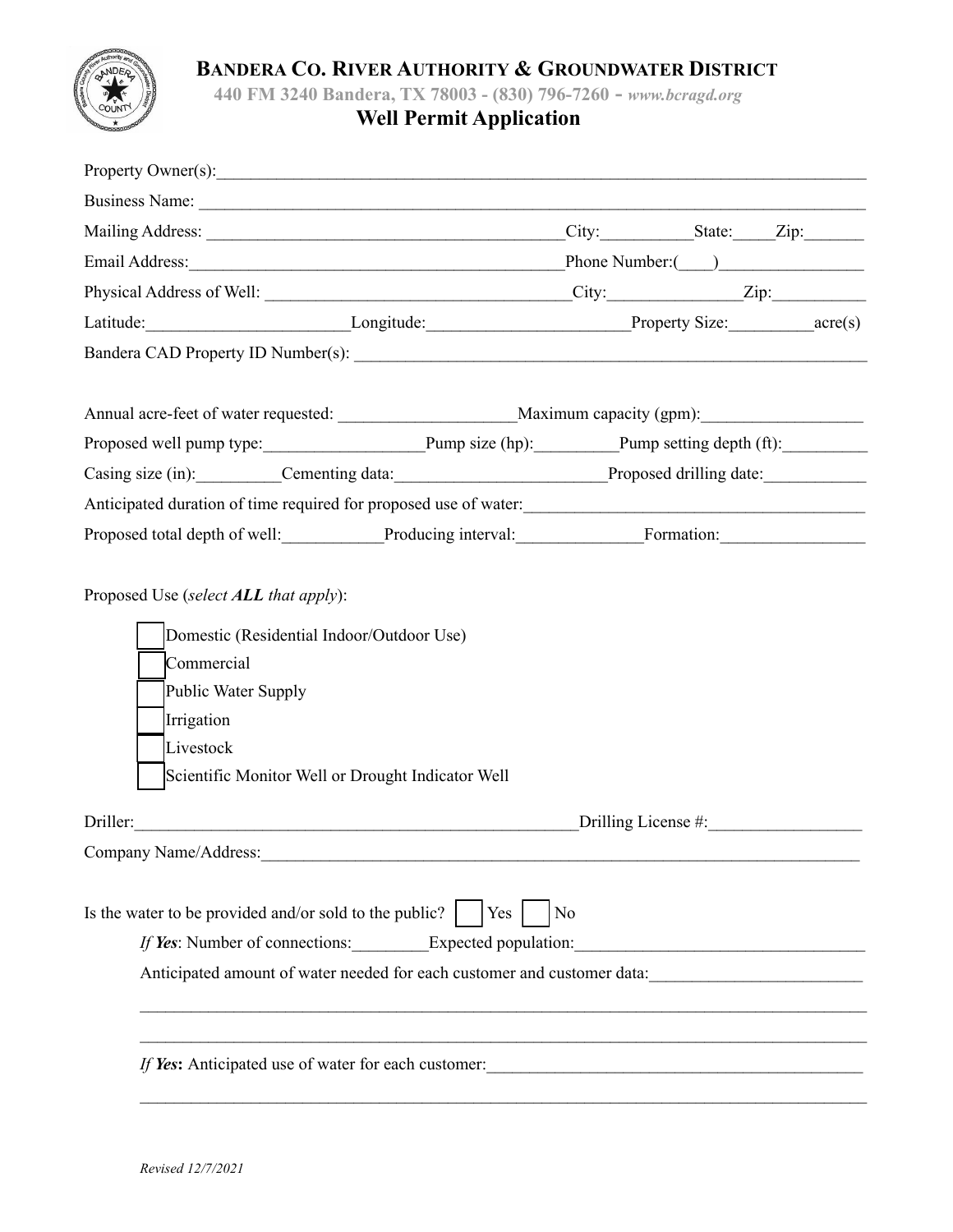# BANDERA CO. RIVER AUTHORITY & GROUNDWATER DISTRICT

440 FM 3240 Bandera, TX 78003 - (830) 796-7260 - *www.bcragd.org*

## Well Permit Application

Property Owner(s):_______________________________________________

Business Name: _______________________________________________

Mailing Address: _______________________________ City:__________ State:_____ Zip:_______

Email Address:_______________________________ Phone Number:(____)________________

Physical Address of Well: ___________________________ City:_______________ Zip:__________

Latitude:______________________ Longitude:______________________ Property Size:_________ acre(s)

Bandera CAD Property ID Number(s): _______________________________________________

Annual acre-feet of water requested: ____________________ Maximum capacity (gpm):__________________

Proposed well pump type:__________________ Pump size (hp):_________ Pump setting depth (ft):_________

Casing size (in):_________ Cementing data:_______________________ Proposed drilling date:___________

Anticipated duration of time required for proposed use of water:_______________________________________

Proposed total depth of well:___________ Producing interval:______________ Formation:________________

Proposed Use (*select **ALL** that apply*):

- ☐ Domestic (Residential Indoor/Outdoor Use)
- ☐ Commercial
- ☐ Public Water Supply
- ☐ Irrigation
- ☐ Livestock
- ☐ Scientific Monitor Well or Drought Indicator Well

Driller:_______________________________________________ Drilling License #:_________________

Company Name/Address:_______________________________________________

Is the water to be provided and/or sold to the public? ☐ Yes ☐ No

*If **Yes***: Number of connections:________ Expected population:________________________________

Anticipated amount of water needed for each customer and customer data:________________________

_______________________________________________________________________________

_______________________________________________________________________________

*If **Yes***: Anticipated use of water for each customer:___________________________________________

_______________________________________________________________________________

*Revised 12/7/2021*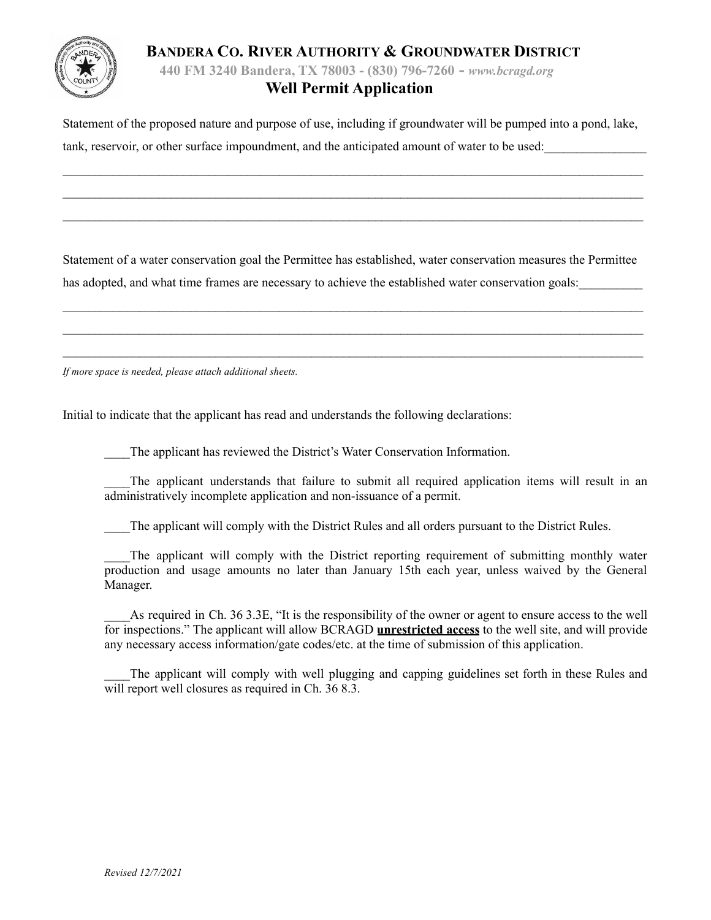**BANDERA CO. RIVER AUTHORITY & GROUNDWATER DISTRICT**

440 FM 3240 Bandera, TX 78003 - (830) 796-7260 - *www.bcragd.org*

# Well Permit Application

Statement of the proposed nature and purpose of use, including if groundwater will be pumped into a pond, lake, tank, reservoir, or other surface impoundment, and the anticipated amount of water to be used:________________

_______________________________________________________________________________________________

_______________________________________________________________________________________________

_______________________________________________________________________________________________

Statement of a water conservation goal the Permittee has established, water conservation measures the Permittee has adopted, and what time frames are necessary to achieve the established water conservation goals:__________

_______________________________________________________________________________________________

_______________________________________________________________________________________________

_______________________________________________________________________________________________

*If more space is needed, please attach additional sheets.*

Initial to indicate that the applicant has read and understands the following declarations:

____The applicant has reviewed the District's Water Conservation Information.

____The applicant understands that failure to submit all required application items will result in an administratively incomplete application and non-issuance of a permit.

____The applicant will comply with the District Rules and all orders pursuant to the District Rules.

____The applicant will comply with the District reporting requirement of submitting monthly water production and usage amounts no later than January 15th each year, unless waived by the General Manager.

____As required in Ch. 36 3.3E, "It is the responsibility of the owner or agent to ensure access to the well for inspections." The applicant will allow BCRAGD **unrestricted access** to the well site, and will provide any necessary access information/gate codes/etc. at the time of submission of this application.

____The applicant will comply with well plugging and capping guidelines set forth in these Rules and will report well closures as required in Ch. 36 8.3.

*Revised 12/7/2021*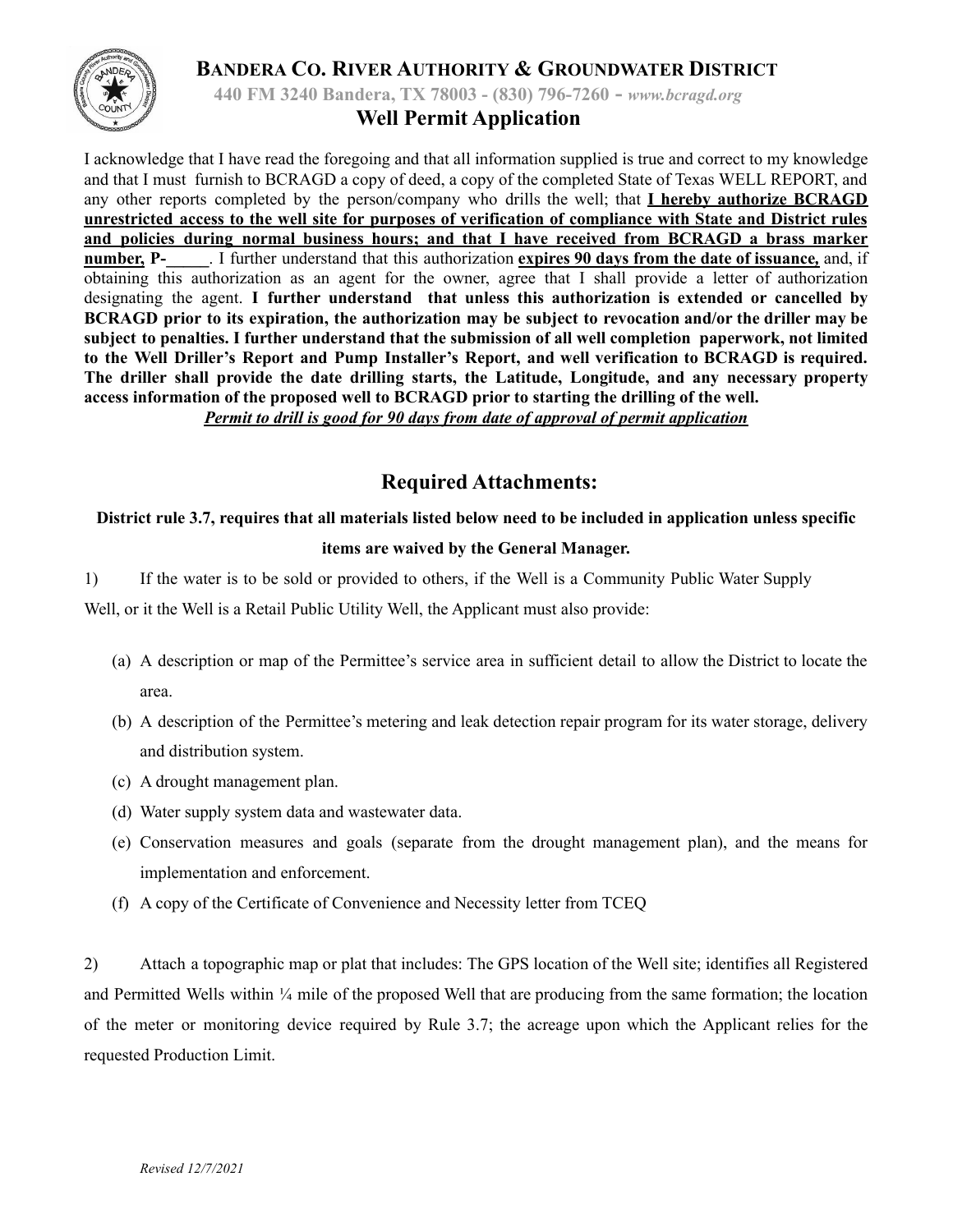**BANDERA CO. RIVER AUTHORITY & GROUNDWATER DISTRICT**

**440 FM 3240 Bandera, TX 78003 - (830) 796-7260 -** ***www.bcragd.org***

## Well Permit Application

I acknowledge that I have read the foregoing and that all information supplied is true and correct to my knowledge and that I must furnish to BCRAGD a copy of deed, a copy of the completed State of Texas WELL REPORT, and any other reports completed by the person/company who drills the well; that **I hereby authorize BCRAGD unrestricted access to the well site for purposes of verification of compliance with State and District rules and policies during normal business hours; and that I have received from BCRAGD a brass marker number, P-_____**. I further understand that this authorization **expires 90 days from the date of issuance,** and, if obtaining this authorization as an agent for the owner, agree that I shall provide a letter of authorization designating the agent. **I further understand that unless this authorization is extended or cancelled by BCRAGD prior to its expiration, the authorization may be subject to revocation and/or the driller may be subject to penalties. I further understand that the submission of all well completion paperwork, not limited to the Well Driller's Report and Pump Installer's Report, and well verification to BCRAGD is required. The driller shall provide the date drilling starts, the Latitude, Longitude, and any necessary property access information of the proposed well to BCRAGD prior to starting the drilling of the well.**

***Permit to drill is good for 90 days from date of approval of permit application***

## Required Attachments:

**District rule 3.7, requires that all materials listed below need to be included in application unless specific items are waived by the General Manager.**

1) If the water is to be sold or provided to others, if the Well is a Community Public Water Supply Well, or it the Well is a Retail Public Utility Well, the Applicant must also provide:

(a) A description or map of the Permittee's service area in sufficient detail to allow the District to locate the area.

(b) A description of the Permittee's metering and leak detection repair program for its water storage, delivery and distribution system.

(c) A drought management plan.

(d) Water supply system data and wastewater data.

(e) Conservation measures and goals (separate from the drought management plan), and the means for implementation and enforcement.

(f) A copy of the Certificate of Convenience and Necessity letter from TCEQ

2) Attach a topographic map or plat that includes: The GPS location of the Well site; identifies all Registered and Permitted Wells within ¼ mile of the proposed Well that are producing from the same formation; the location of the meter or monitoring device required by Rule 3.7; the acreage upon which the Applicant relies for the requested Production Limit.

*Revised 12/7/2021*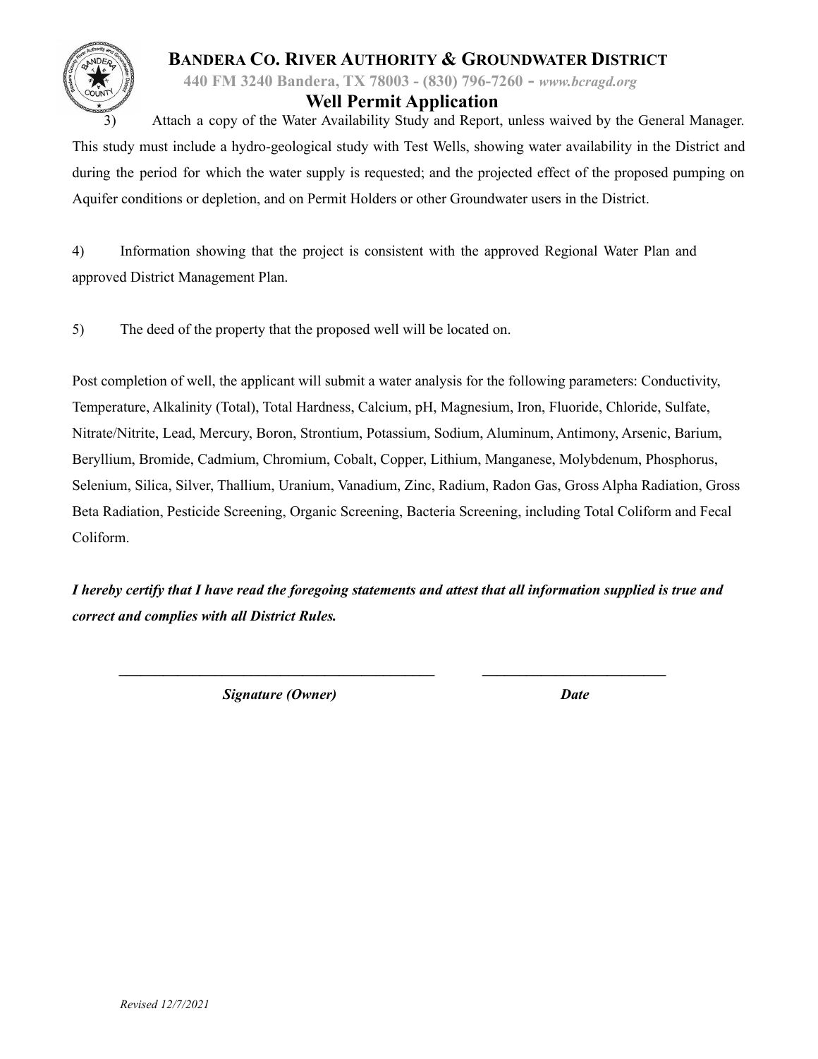3) Attach a copy of the Water Availability Study and Report, unless waived by the General Manager. This study must include a hydro-geological study with Test Wells, showing water availability in the District and during the period for which the water supply is requested; and the projected effect of the proposed pumping on Aquifer conditions or depletion, and on Permit Holders or other Groundwater users in the District.

4) Information showing that the project is consistent with the approved Regional Water Plan and approved District Management Plan.

5) The deed of the property that the proposed well will be located on.

Post completion of well, the applicant will submit a water analysis for the following parameters: Conductivity, Temperature, Alkalinity (Total), Total Hardness, Calcium, pH, Magnesium, Iron, Fluoride, Chloride, Sulfate, Nitrate/Nitrite, Lead, Mercury, Boron, Strontium, Potassium, Sodium, Aluminum, Antimony, Arsenic, Barium, Beryllium, Bromide, Cadmium, Chromium, Cobalt, Copper, Lithium, Manganese, Molybdenum, Phosphorus, Selenium, Silica, Silver, Thallium, Uranium, Vanadium, Zinc, Radium, Radon Gas, Gross Alpha Radiation, Gross Beta Radiation, Pesticide Screening, Organic Screening, Bacteria Screening, including Total Coliform and Fecal Coliform.

***I hereby certify that I have read the foregoing statements and attest that all information supplied is true and correct and complies with all District Rules.***

_____________________________________________ __________________________

***Signature (Owner)*** ***Date***

*Revised 12/7/2021*